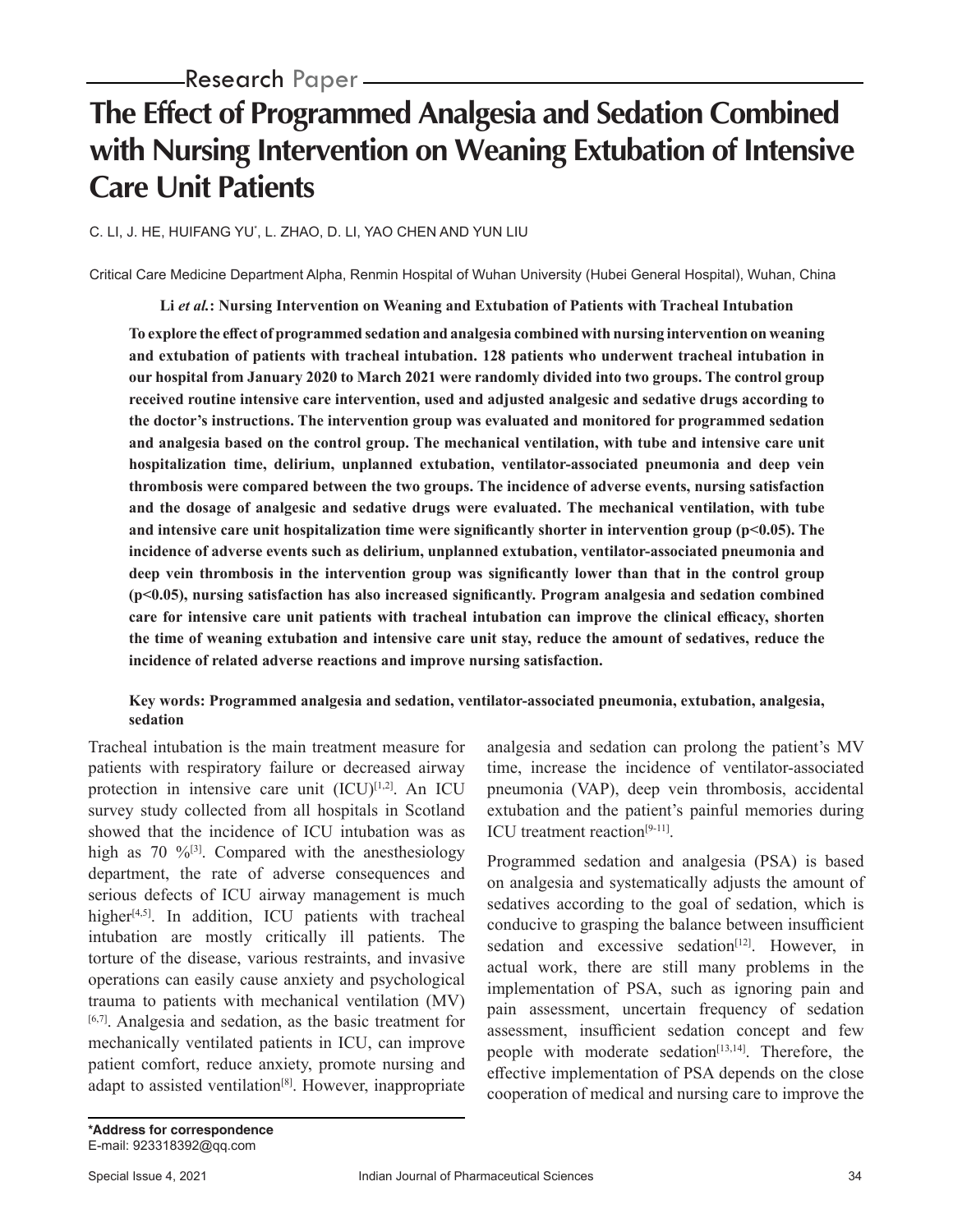Research Paper

# The Effect of Programmed Analgesia and Sedation Combined with Nursing Intervention on Weaning Extubation of Intensive Care Unit Patients

C. LI, J. HE, HUIFANG YU*, L. ZHAO, D. LI, YAO CHEN AND YUN LIU

Critical Care Medicine Department Alpha, Renmin Hospital of Wuhan University (Hubei General Hospital), Wuhan, China

**Li *et al.*: Nursing Intervention on Weaning and Extubation of Patients with Tracheal Intubation**

**To explore the effect of programmed sedation and analgesia combined with nursing intervention on weaning and extubation of patients with tracheal intubation. 128 patients who underwent tracheal intubation in our hospital from January 2020 to March 2021 were randomly divided into two groups. The control group received routine intensive care intervention, used and adjusted analgesic and sedative drugs according to the doctor's instructions. The intervention group was evaluated and monitored for programmed sedation and analgesia based on the control group. The mechanical ventilation, with tube and intensive care unit hospitalization time, delirium, unplanned extubation, ventilator-associated pneumonia and deep vein thrombosis were compared between the two groups. The incidence of adverse events, nursing satisfaction and the dosage of analgesic and sedative drugs were evaluated. The mechanical ventilation, with tube and intensive care unit hospitalization time were significantly shorter in intervention group ($p<0.05$). The incidence of adverse events such as delirium, unplanned extubation, ventilator-associated pneumonia and deep vein thrombosis in the intervention group was significantly lower than that in the control group ($p<0.05$), nursing satisfaction has also increased significantly. Program analgesia and sedation combined care for intensive care unit patients with tracheal intubation can improve the clinical efficacy, shorten the time of weaning extubation and intensive care unit stay, reduce the amount of sedatives, reduce the incidence of related adverse reactions and improve nursing satisfaction.**

**Key words: Programmed analgesia and sedation, ventilator-associated pneumonia, extubation, analgesia, sedation**

Tracheal intubation is the main treatment measure for patients with respiratory failure or decreased airway protection in intensive care unit (ICU)[1,2]. An ICU survey study collected from all hospitals in Scotland showed that the incidence of ICU intubation was as high as 70 %[3]. Compared with the anesthesiology department, the rate of adverse consequences and serious defects of ICU airway management is much higher[4,5]. In addition, ICU patients with tracheal intubation are mostly critically ill patients. The torture of the disease, various restraints, and invasive operations can easily cause anxiety and psychological trauma to patients with mechanical ventilation (MV)[6,7]. Analgesia and sedation, as the basic treatment for mechanically ventilated patients in ICU, can improve patient comfort, reduce anxiety, promote nursing and adapt to assisted ventilation[8]. However, inappropriate analgesia and sedation can prolong the patient's MV time, increase the incidence of ventilator-associated pneumonia (VAP), deep vein thrombosis, accidental extubation and the patient's painful memories during ICU treatment reaction[9-11].

Programmed sedation and analgesia (PSA) is based on analgesia and systematically adjusts the amount of sedatives according to the goal of sedation, which is conducive to grasping the balance between insufficient sedation and excessive sedation[12]. However, in actual work, there are still many problems in the implementation of PSA, such as ignoring pain and pain assessment, uncertain frequency of sedation assessment, insufficient sedation concept and few people with moderate sedation[13,14]. Therefore, the effective implementation of PSA depends on the close cooperation of medical and nursing care to improve the

**\*Address for correspondence**
E-mail: 923318392@qq.com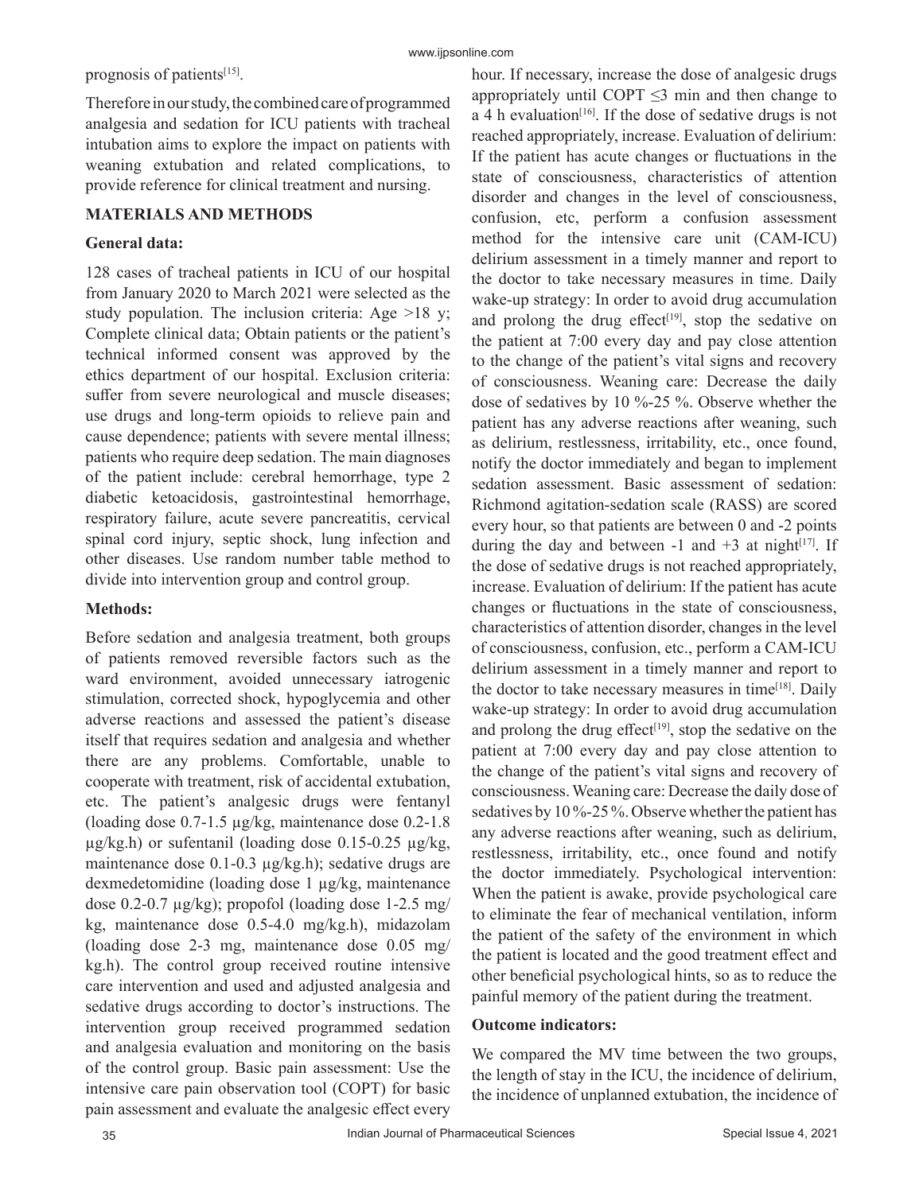prognosis of patients[15].

Therefore in our study, the combined care of programmed analgesia and sedation for ICU patients with tracheal intubation aims to explore the impact on patients with weaning extubation and related complications, to provide reference for clinical treatment and nursing.

## MATERIALS AND METHODS

### General data:

128 cases of tracheal patients in ICU of our hospital from January 2020 to March 2021 were selected as the study population. The inclusion criteria: Age >18 y; Complete clinical data; Obtain patients or the patient's technical informed consent was approved by the ethics department of our hospital. Exclusion criteria: suffer from severe neurological and muscle diseases; use drugs and long-term opioids to relieve pain and cause dependence; patients with severe mental illness; patients who require deep sedation. The main diagnoses of the patient include: cerebral hemorrhage, type 2 diabetic ketoacidosis, gastrointestinal hemorrhage, respiratory failure, acute severe pancreatitis, cervical spinal cord injury, septic shock, lung infection and other diseases. Use random number table method to divide into intervention group and control group.

### Methods:

Before sedation and analgesia treatment, both groups of patients removed reversible factors such as the ward environment, avoided unnecessary iatrogenic stimulation, corrected shock, hypoglycemia and other adverse reactions and assessed the patient's disease itself that requires sedation and analgesia and whether there are any problems. Comfortable, unable to cooperate with treatment, risk of accidental extubation, etc. The patient's analgesic drugs were fentanyl (loading dose 0.7-1.5 μg/kg, maintenance dose 0.2-1.8 μg/kg.h) or sufentanil (loading dose 0.15-0.25 μg/kg, maintenance dose 0.1-0.3 μg/kg.h); sedative drugs are dexmedetomidine (loading dose 1 μg/kg, maintenance dose 0.2-0.7 μg/kg); propofol (loading dose 1-2.5 mg/kg, maintenance dose 0.5-4.0 mg/kg.h), midazolam (loading dose 2-3 mg, maintenance dose 0.05 mg/kg.h). The control group received routine intensive care intervention and used and adjusted analgesia and sedative drugs according to doctor's instructions. The intervention group received programmed sedation and analgesia evaluation and monitoring on the basis of the control group. Basic pain assessment: Use the intensive care pain observation tool (COPT) for basic pain assessment and evaluate the analgesic effect every hour. If necessary, increase the dose of analgesic drugs appropriately until COPT ≤3 min and then change to a 4 h evaluation[16]. If the dose of sedative drugs is not reached appropriately, increase. Evaluation of delirium: If the patient has acute changes or fluctuations in the state of consciousness, characteristics of attention disorder and changes in the level of consciousness, confusion, etc, perform a confusion assessment method for the intensive care unit (CAM-ICU) delirium assessment in a timely manner and report to the doctor to take necessary measures in time. Daily wake-up strategy: In order to avoid drug accumulation and prolong the drug effect[19], stop the sedative on the patient at 7:00 every day and pay close attention to the change of the patient's vital signs and recovery of consciousness. Weaning care: Decrease the daily dose of sedatives by 10 %-25 %. Observe whether the patient has any adverse reactions after weaning, such as delirium, restlessness, irritability, etc., once found, notify the doctor immediately and began to implement sedation assessment. Basic assessment of sedation: Richmond agitation-sedation scale (RASS) are scored every hour, so that patients are between 0 and -2 points during the day and between -1 and +3 at night[17]. If the dose of sedative drugs is not reached appropriately, increase. Evaluation of delirium: If the patient has acute changes or fluctuations in the state of consciousness, characteristics of attention disorder, changes in the level of consciousness, confusion, etc., perform a CAM-ICU delirium assessment in a timely manner and report to the doctor to take necessary measures in time[18]. Daily wake-up strategy: In order to avoid drug accumulation and prolong the drug effect[19], stop the sedative on the patient at 7:00 every day and pay close attention to the change of the patient's vital signs and recovery of consciousness. Weaning care: Decrease the daily dose of sedatives by 10 %-25 %. Observe whether the patient has any adverse reactions after weaning, such as delirium, restlessness, irritability, etc., once found and notify the doctor immediately. Psychological intervention: When the patient is awake, provide psychological care to eliminate the fear of mechanical ventilation, inform the patient of the safety of the environment in which the patient is located and the good treatment effect and other beneficial psychological hints, so as to reduce the painful memory of the patient during the treatment.

### Outcome indicators:

We compared the MV time between the two groups, the length of stay in the ICU, the incidence of delirium, the incidence of unplanned extubation, the incidence of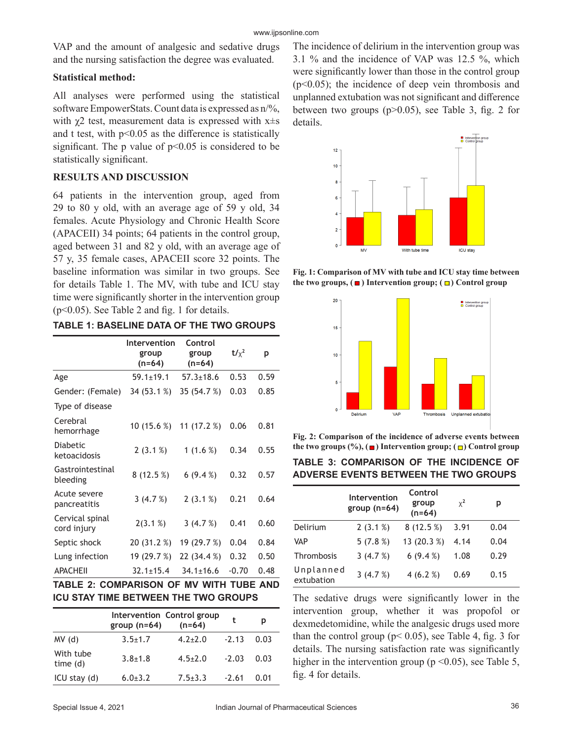VAP and the amount of analgesic and sedative drugs and the nursing satisfaction the degree was evaluated.

**Statistical method:**

All analyses were performed using the statistical software EmpowerStats. Count data is expressed as n/%, with $\chi 2$ test, measurement data is expressed with x±s and t test, with $p<0.05$ as the difference is statistically significant. The p value of $p<0.05$ is considered to be statistically significant.

## RESULTS AND DISCUSSION

64 patients in the intervention group, aged from 29 to 80 y old, with an average age of 59 y old, 34 females. Acute Physiology and Chronic Health Score (APACEII) 34 points; 64 patients in the control group, aged between 31 and 82 y old, with an average age of 57 y, 35 female cases, APACEII score 32 points. The baseline information was similar in two groups. See for details Table 1. The MV, with tube and ICU stay time were significantly shorter in the intervention group ($p<0.05$). See Table 2 and fig. 1 for details.

**TABLE 1: BASELINE DATA OF THE TWO GROUPS**

| | Intervention group (n=64) | Control group (n=64) | $t/\chi^2$ | p |
|---|---|---|---|---|
| Age | 59.1±19.1 | 57.3±18.6 | 0.53 | 0.59 |
| Gender: (Female) | 34 (53.1 %) | 35 (54.7 %) | 0.03 | 0.85 |
| Type of disease | | | | |
| Cerebral hemorrhage | 10 (15.6 %) | 11 (17.2 %) | 0.06 | 0.81 |
| Diabetic ketoacidosis | 2 (3.1 %) | 1 (1.6 %) | 0.34 | 0.55 |
| Gastrointestinal bleeding | 8 (12.5 %) | 6 (9.4 %) | 0.32 | 0.57 |
| Acute severe pancreatitis | 3 (4.7 %) | 2 (3.1 %) | 0.21 | 0.64 |
| Cervical spinal cord injury | 2(3.1 %) | 3 (4.7 %) | 0.41 | 0.60 |
| Septic shock | 20 (31.2 %) | 19 (29.7 %) | 0.04 | 0.84 |
| Lung infection | 19 (29.7 %) | 22 (34.4 %) | 0.32 | 0.50 |
| APACHEII | 32.1±15.4 | 34.1±16.6 | -0.70 | 0.48 |

**TABLE 2: COMPARISON OF MV WITH TUBE AND ICU STAY TIME BETWEEN THE TWO GROUPS**

| | Intervention group (n=64) | Control group (n=64) | t | p |
|---|---|---|---|---|
| MV (d) | 3.5±1.7 | 4.2±2.0 | -2.13 | 0.03 |
| With tube time (d) | 3.8±1.8 | 4.5±2.0 | -2.03 | 0.03 |
| ICU stay (d) | 6.0±3.2 | 7.5±3.3 | -2.61 | 0.01 |

The incidence of delirium in the intervention group was 3.1 % and the incidence of VAP was 12.5 %, which were significantly lower than those in the control group ($p<0.05$); the incidence of deep vein thrombosis and unplanned extubation was not significant and difference between two groups ($p>0.05$), see Table 3, fig. 2 for details.

**Fig. 1: Comparison of MV with tube and ICU stay time between the two groups, (■) Intervention group; (□) Control group**

**Fig. 2: Comparison of the incidence of adverse events between the two groups (%), (■) Intervention group; (□) Control group**

**TABLE 3: COMPARISON OF THE INCIDENCE OF ADVERSE EVENTS BETWEEN THE TWO GROUPS**

| | Intervention group (n=64) | Control group (n=64) | $\chi^2$ | p |
|---|---|---|---|---|
| Delirium | 2 (3.1 %) | 8 (12.5 %) | 3.91 | 0.04 |
| VAP | 5 (7.8 %) | 13 (20.3 %) | 4.14 | 0.04 |
| Thrombosis | 3 (4.7 %) | 6 (9.4 %) | 1.08 | 0.29 |
| Unplanned extubation | 3 (4.7 %) | 4 (6.2 %) | 0.69 | 0.15 |

The sedative drugs were significantly lower in the intervention group, whether it was propofol or dexmedetomidine, while the analgesic drugs used more than the control group ($p< 0.05$), see Table 4, fig. 3 for details. The nursing satisfaction rate was significantly higher in the intervention group ($p <0.05$), see Table 5, fig. 4 for details.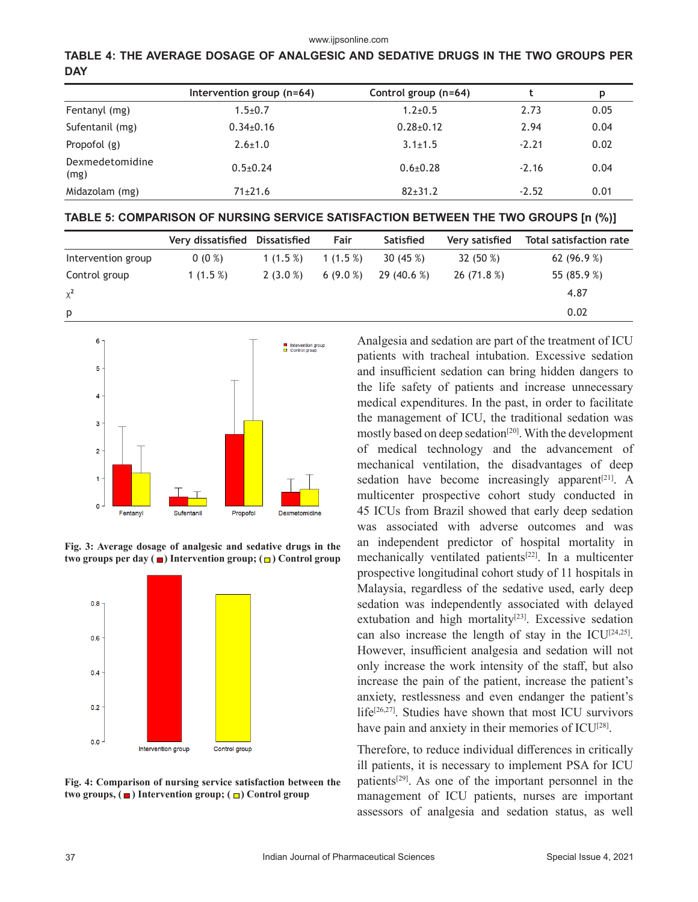**TABLE 4: THE AVERAGE DOSAGE OF ANALGESIC AND SEDATIVE DRUGS IN THE TWO GROUPS PER DAY**

| | Intervention group (n=64) | Control group (n=64) | t | p |
|---|---|---|---|---|
| Fentanyl (mg) | 1.5±0.7 | 1.2±0.5 | 2.73 | 0.05 |
| Sufentanil (mg) | 0.34±0.16 | 0.28±0.12 | 2.94 | 0.04 |
| Propofol (g) | 2.6±1.0 | 3.1±1.5 | -2.21 | 0.02 |
| Dexmedetomidine (mg) | 0.5±0.24 | 0.6±0.28 | -2.16 | 0.04 |
| Midazolam (mg) | 71±21.6 | 82±31.2 | -2.52 | 0.01 |

**TABLE 5: COMPARISON OF NURSING SERVICE SATISFACTION BETWEEN THE TWO GROUPS [n (%)]**

| | Very dissatisfied | Dissatisfied | Fair | Satisfied | Very satisfied | Total satisfaction rate |
|---|---|---|---|---|---|---|
| Intervention group | 0 (0 %) | 1 (1.5 %) | 1 (1.5 %) | 30 (45 %) | 32 (50 %) | 62 (96.9 %) |
| Control group | 1 (1.5 %) | 2 (3.0 %) | 6 (9.0 %) | 29 (40.6 %) | 26 (71.8 %) | 55 (85.9 %) |
| $\chi^2$ | | | | | | 4.87 |
| p | | | | | | 0.02 |

**Fig. 3: Average dosage of analgesic and sedative drugs in the two groups per day (■) Intervention group; (□) Control group**

**Fig. 4: Comparison of nursing service satisfaction between the two groups, (■) Intervention group; (□) Control group**

Analgesia and sedation are part of the treatment of ICU patients with tracheal intubation. Excessive sedation and insufficient sedation can bring hidden dangers to the life safety of patients and increase unnecessary medical expenditures. In the past, in order to facilitate the management of ICU, the traditional sedation was mostly based on deep sedation[20]. With the development of medical technology and the advancement of mechanical ventilation, the disadvantages of deep sedation have become increasingly apparent[21]. A multicenter prospective cohort study conducted in 45 ICUs from Brazil showed that early deep sedation was associated with adverse outcomes and was an independent predictor of hospital mortality in mechanically ventilated patients[22]. In a multicenter prospective longitudinal cohort study of 11 hospitals in Malaysia, regardless of the sedative used, early deep sedation was independently associated with delayed extubation and high mortality[23]. Excessive sedation can also increase the length of stay in the ICU[24,25]. However, insufficient analgesia and sedation will not only increase the work intensity of the staff, but also increase the pain of the patient, increase the patient's anxiety, restlessness and even endanger the patient's life[26,27]. Studies have shown that most ICU survivors have pain and anxiety in their memories of ICU[28].

Therefore, to reduce individual differences in critically ill patients, it is necessary to implement PSA for ICU patients[29]. As one of the important personnel in the management of ICU patients, nurses are important assessors of analgesia and sedation status, as well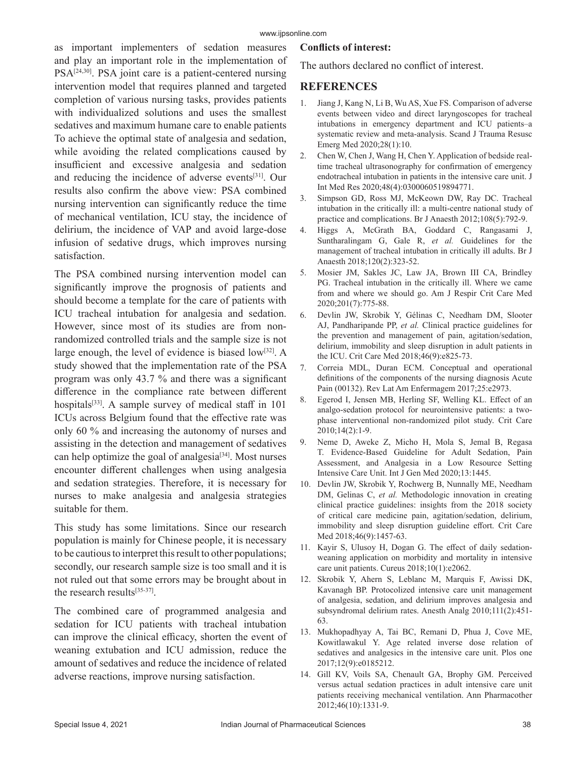as important implementers of sedation measures and play an important role in the implementation of PSA[24,30]. PSA joint care is a patient-centered nursing intervention model that requires planned and targeted completion of various nursing tasks, provides patients with individualized solutions and uses the smallest sedatives and maximum humane care to enable patients To achieve the optimal state of analgesia and sedation, while avoiding the related complications caused by insufficient and excessive analgesia and sedation and reducing the incidence of adverse events[31]. Our results also confirm the above view: PSA combined nursing intervention can significantly reduce the time of mechanical ventilation, ICU stay, the incidence of delirium, the incidence of VAP and avoid large-dose infusion of sedative drugs, which improves nursing satisfaction.

The PSA combined nursing intervention model can significantly improve the prognosis of patients and should become a template for the care of patients with ICU tracheal intubation for analgesia and sedation. However, since most of its studies are from non-randomized controlled trials and the sample size is not large enough, the level of evidence is biased low[32]. A study showed that the implementation rate of the PSA program was only 43.7 % and there was a significant difference in the compliance rate between different hospitals[33]. A sample survey of medical staff in 101 ICUs across Belgium found that the effective rate was only 60 % and increasing the autonomy of nurses and assisting in the detection and management of sedatives can help optimize the goal of analgesia[34]. Most nurses encounter different challenges when using analgesia and sedation strategies. Therefore, it is necessary for nurses to make analgesia and analgesia strategies suitable for them.

This study has some limitations. Since our research population is mainly for Chinese people, it is necessary to be cautious to interpret this result to other populations; secondly, our research sample size is too small and it is not ruled out that some errors may be brought about in the research results[35-37].

The combined care of programmed analgesia and sedation for ICU patients with tracheal intubation can improve the clinical efficacy, shorten the event of weaning extubation and ICU admission, reduce the amount of sedatives and reduce the incidence of related adverse reactions, improve nursing satisfaction.

**Conflicts of interest:**

The authors declared no conflict of interest.

## REFERENCES

1. Jiang J, Kang N, Li B, Wu AS, Xue FS. Comparison of adverse events between video and direct laryngoscopes for tracheal intubations in emergency department and ICU patients–a systematic review and meta-analysis. Scand J Trauma Resusc Emerg Med 2020;28(1):10.
2. Chen W, Chen J, Wang H, Chen Y. Application of bedside real-time tracheal ultrasonography for confirmation of emergency endotracheal intubation in patients in the intensive care unit. J Int Med Res 2020;48(4):0300060519894771.
3. Simpson GD, Ross MJ, McKeown DW, Ray DC. Tracheal intubation in the critically ill: a multi-centre national study of practice and complications. Br J Anaesth 2012;108(5):792-9.
4. Higgs A, McGrath BA, Goddard C, Rangasami J, Suntharalingam G, Gale R, *et al.* Guidelines for the management of tracheal intubation in critically ill adults. Br J Anaesth 2018;120(2):323-52.
5. Mosier JM, Sakles JC, Law JA, Brown III CA, Brindley PG. Tracheal intubation in the critically ill. Where we came from and where we should go. Am J Respir Crit Care Med 2020;201(7):775-88.
6. Devlin JW, Skrobik Y, Gélinas C, Needham DM, Slooter AJ, Pandharipande PP, *et al.* Clinical practice guidelines for the prevention and management of pain, agitation/sedation, delirium, immobility and sleep disruption in adult patients in the ICU. Crit Care Med 2018;46(9):e825-73.
7. Correia MDL, Duran ECM. Conceptual and operational definitions of the components of the nursing diagnosis Acute Pain (00132). Rev Lat Am Enfermagem 2017;25:e2973.
8. Egerod I, Jensen MB, Herling SF, Welling KL. Effect of an analgo-sedation protocol for neurointensive patients: a two-phase interventional non-randomized pilot study. Crit Care 2010;14(2):1-9.
9. Neme D, Aweke Z, Micho H, Mola S, Jemal B, Regasa T. Evidence-Based Guideline for Adult Sedation, Pain Assessment, and Analgesia in a Low Resource Setting Intensive Care Unit. Int J Gen Med 2020;13:1445.
10. Devlin JW, Skrobik Y, Rochwerg B, Nunnally ME, Needham DM, Gelinas C, *et al.* Methodologic innovation in creating clinical practice guidelines: insights from the 2018 society of critical care medicine pain, agitation/sedation, delirium, immobility and sleep disruption guideline effort. Crit Care Med 2018;46(9):1457-63.
11. Kayir S, Ulusoy H, Dogan G. The effect of daily sedation-weaning application on morbidity and mortality in intensive care unit patients. Cureus 2018;10(1):e2062.
12. Skrobik Y, Ahern S, Leblanc M, Marquis F, Awissi DK, Kavanagh BP. Protocolized intensive care unit management of analgesia, sedation, and delirium improves analgesia and subsyndromal delirium rates. Anesth Analg 2010;111(2):451-63.
13. Mukhopadhyay A, Tai BC, Remani D, Phua J, Cove ME, Kowitlawakul Y. Age related inverse dose relation of sedatives and analgesics in the intensive care unit. Plos one 2017;12(9):e0185212.
14. Gill KV, Voils SA, Chenault GA, Brophy GM. Perceived versus actual sedation practices in adult intensive care unit patients receiving mechanical ventilation. Ann Pharmacother 2012;46(10):1331-9.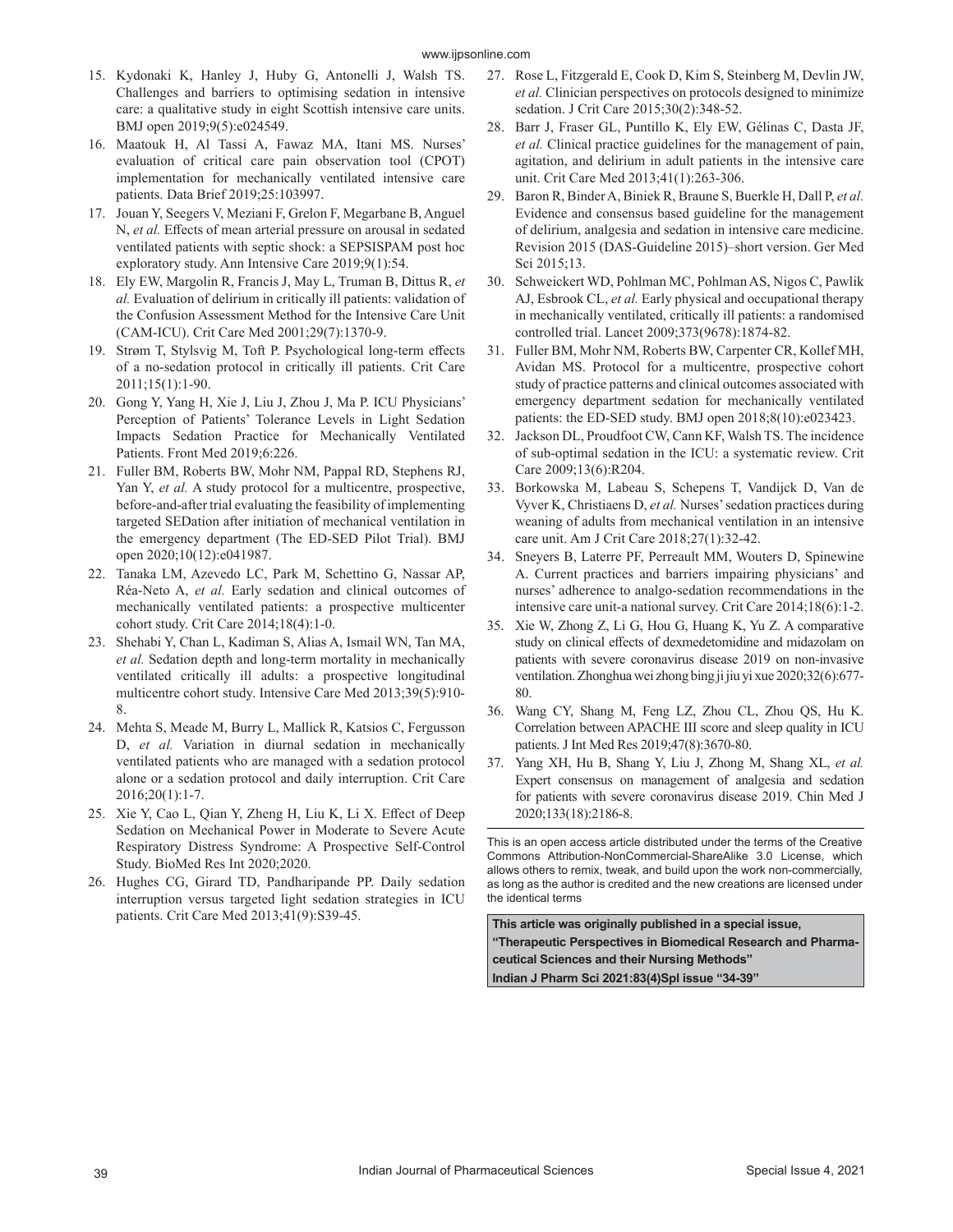15. Kydonaki K, Hanley J, Huby G, Antonelli J, Walsh TS. Challenges and barriers to optimising sedation in intensive care: a qualitative study in eight Scottish intensive care units. BMJ open 2019;9(5):e024549.
16. Maatouk H, Al Tassi A, Fawaz MA, Itani MS. Nurses' evaluation of critical care pain observation tool (CPOT) implementation for mechanically ventilated intensive care patients. Data Brief 2019;25:103997.
17. Jouan Y, Seegers V, Meziani F, Grelon F, Megarbane B, Anguel N, *et al.* Effects of mean arterial pressure on arousal in sedated ventilated patients with septic shock: a SEPSISPAM post hoc exploratory study. Ann Intensive Care 2019;9(1):54.
18. Ely EW, Margolin R, Francis J, May L, Truman B, Dittus R, *et al.* Evaluation of delirium in critically ill patients: validation of the Confusion Assessment Method for the Intensive Care Unit (CAM-ICU). Crit Care Med 2001;29(7):1370-9.
19. Strøm T, Stylsvig M, Toft P. Psychological long-term effects of a no-sedation protocol in critically ill patients. Crit Care 2011;15(1):1-90.
20. Gong Y, Yang H, Xie J, Liu J, Zhou J, Ma P. ICU Physicians' Perception of Patients' Tolerance Levels in Light Sedation Impacts Sedation Practice for Mechanically Ventilated Patients. Front Med 2019;6:226.
21. Fuller BM, Roberts BW, Mohr NM, Pappal RD, Stephens RJ, Yan Y, *et al.* A study protocol for a multicentre, prospective, before-and-after trial evaluating the feasibility of implementing targeted SEDation after initiation of mechanical ventilation in the emergency department (The ED-SED Pilot Trial). BMJ open 2020;10(12):e041987.
22. Tanaka LM, Azevedo LC, Park M, Schettino G, Nassar AP, Réa-Neto A, *et al.* Early sedation and clinical outcomes of mechanically ventilated patients: a prospective multicenter cohort study. Crit Care 2014;18(4):1-0.
23. Shehabi Y, Chan L, Kadiman S, Alias A, Ismail WN, Tan MA, *et al.* Sedation depth and long-term mortality in mechanically ventilated critically ill adults: a prospective longitudinal multicentre cohort study. Intensive Care Med 2013;39(5):910-8.
24. Mehta S, Meade M, Burry L, Mallick R, Katsios C, Fergusson D, *et al.* Variation in diurnal sedation in mechanically ventilated patients who are managed with a sedation protocol alone or a sedation protocol and daily interruption. Crit Care 2016;20(1):1-7.
25. Xie Y, Cao L, Qian Y, Zheng H, Liu K, Li X. Effect of Deep Sedation on Mechanical Power in Moderate to Severe Acute Respiratory Distress Syndrome: A Prospective Self-Control Study. BioMed Res Int 2020;2020.
26. Hughes CG, Girard TD, Pandharipande PP. Daily sedation interruption versus targeted light sedation strategies in ICU patients. Crit Care Med 2013;41(9):S39-45.
27. Rose L, Fitzgerald E, Cook D, Kim S, Steinberg M, Devlin JW, *et al.* Clinician perspectives on protocols designed to minimize sedation. J Crit Care 2015;30(2):348-52.
28. Barr J, Fraser GL, Puntillo K, Ely EW, Gélinas C, Dasta JF, *et al.* Clinical practice guidelines for the management of pain, agitation, and delirium in adult patients in the intensive care unit. Crit Care Med 2013;41(1):263-306.
29. Baron R, Binder A, Biniek R, Braune S, Buerkle H, Dall P, *et al.* Evidence and consensus based guideline for the management of delirium, analgesia and sedation in intensive care medicine. Revision 2015 (DAS-Guideline 2015)–short version. Ger Med Sci 2015;13.
30. Schweickert WD, Pohlman MC, Pohlman AS, Nigos C, Pawlik AJ, Esbrook CL, *et al.* Early physical and occupational therapy in mechanically ventilated, critically ill patients: a randomised controlled trial. Lancet 2009;373(9678):1874-82.
31. Fuller BM, Mohr NM, Roberts BW, Carpenter CR, Kollef MH, Avidan MS. Protocol for a multicentre, prospective cohort study of practice patterns and clinical outcomes associated with emergency department sedation for mechanically ventilated patients: the ED-SED study. BMJ open 2018;8(10):e023423.
32. Jackson DL, Proudfoot CW, Cann KF, Walsh TS. The incidence of sub-optimal sedation in the ICU: a systematic review. Crit Care 2009;13(6):R204.
33. Borkowska M, Labeau S, Schepens T, Vandijck D, Van de Vyver K, Christiaens D, *et al.* Nurses' sedation practices during weaning of adults from mechanical ventilation in an intensive care unit. Am J Crit Care 2018;27(1):32-42.
34. Sneyers B, Laterre PF, Perreault MM, Wouters D, Spinewine A. Current practices and barriers impairing physicians' and nurses' adherence to analgo-sedation recommendations in the intensive care unit-a national survey. Crit Care 2014;18(6):1-2.
35. Xie W, Zhong Z, Li G, Hou G, Huang K, Yu Z. A comparative study on clinical effects of dexmedetomidine and midazolam on patients with severe coronavirus disease 2019 on non-invasive ventilation. Zhonghua wei zhong bing ji jiu yi xue 2020;32(6):677-80.
36. Wang CY, Shang M, Feng LZ, Zhou CL, Zhou QS, Hu K. Correlation between APACHE III score and sleep quality in ICU patients. J Int Med Res 2019;47(8):3670-80.
37. Yang XH, Hu B, Shang Y, Liu J, Zhong M, Shang XL, *et al.* Expert consensus on management of analgesia and sedation for patients with severe coronavirus disease 2019. Chin Med J 2020;133(18):2186-8.

This is an open access article distributed under the terms of the Creative Commons Attribution-NonCommercial-ShareAlike 3.0 License, which allows others to remix, tweak, and build upon the work non-commercially, as long as the author is credited and the new creations are licensed under the identical terms

**This article was originally published in a special issue, "Therapeutic Perspectives in Biomedical Research and Pharmaceutical Sciences and their Nursing Methods" Indian J Pharm Sci 2021:83(4)Spl issue "34-39"**